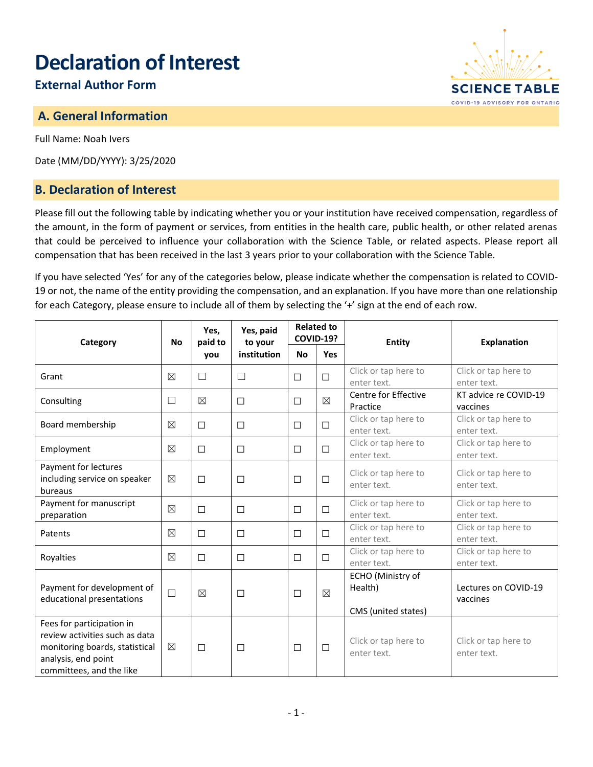# Declaration of Interest

## External Author Form

SCIENCE TABLE
COVID-19 ADVISORY FOR ONTARIO

## A. General Information

Full Name: Noah Ivers

Date (MM/DD/YYYY): 3/25/2020

## B. Declaration of Interest

Please fill out the following table by indicating whether you or your institution have received compensation, regardless of the amount, in the form of payment or services, from entities in the health care, public health, or other related arenas that could be perceived to influence your collaboration with the Science Table, or related aspects. Please report all compensation that has been received in the last 3 years prior to your collaboration with the Science Table.

If you have selected 'Yes' for any of the categories below, please indicate whether the compensation is related to COVID-19 or not, the name of the entity providing the compensation, and an explanation. If you have more than one relationship for each Category, please ensure to include all of them by selecting the '+' sign at the end of each row.

| Category | No | Yes, paid to you | Yes, paid to your institution | Related to COVID-19? | | Entity | Explanation |
|---|---|---|---|---|---|---|---|
| | | | | No | Yes | | |
| Grant | ☒ | ☐ | ☐ | ☐ | ☐ | Click or tap here to enter text. | Click or tap here to enter text. |
| Consulting | ☐ | ☒ | ☐ | ☐ | ☒ | Centre for Effective Practice | KT advice re COVID-19 vaccines |
| Board membership | ☒ | ☐ | ☐ | ☐ | ☐ | Click or tap here to enter text. | Click or tap here to enter text. |
| Employment | ☒ | ☐ | ☐ | ☐ | ☐ | Click or tap here to enter text. | Click or tap here to enter text. |
| Payment for lectures including service on speaker bureaus | ☒ | ☐ | ☐ | ☐ | ☐ | Click or tap here to enter text. | Click or tap here to enter text. |
| Payment for manuscript preparation | ☒ | ☐ | ☐ | ☐ | ☐ | Click or tap here to enter text. | Click or tap here to enter text. |
| Patents | ☒ | ☐ | ☐ | ☐ | ☐ | Click or tap here to enter text. | Click or tap here to enter text. |
| Royalties | ☒ | ☐ | ☐ | ☐ | ☐ | Click or tap here to enter text. | Click or tap here to enter text. |
| Payment for development of educational presentations | ☐ | ☒ | ☐ | ☐ | ☒ | ECHO (Ministry of Health)<br><br>CMS (united states) | Lectures on COVID-19 vaccines |
| Fees for participation in review activities such as data monitoring boards, statistical analysis, end point committees, and the like | ☒ | ☐ | ☐ | ☐ | ☐ | Click or tap here to enter text. | Click or tap here to enter text. |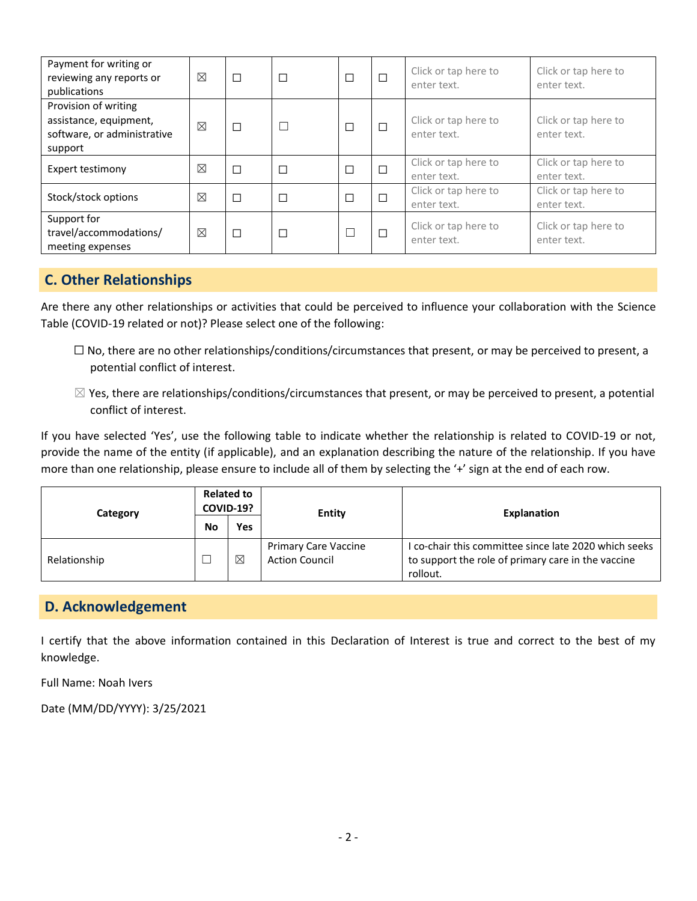| | | | | | | | |
|---|---|---|---|---|---|---|---|
| Payment for writing or reviewing any reports or publications | ☒ | ☐ | ☐ | ☐ | ☐ | Click or tap here to enter text. | Click or tap here to enter text. |
| Provision of writing assistance, equipment, software, or administrative support | ☒ | ☐ | ☐ | ☐ | ☐ | Click or tap here to enter text. | Click or tap here to enter text. |
| Expert testimony | ☒ | ☐ | ☐ | ☐ | ☐ | Click or tap here to enter text. | Click or tap here to enter text. |
| Stock/stock options | ☒ | ☐ | ☐ | ☐ | ☐ | Click or tap here to enter text. | Click or tap here to enter text. |
| Support for travel/accommodations/ meeting expenses | ☒ | ☐ | ☐ | ☐ | ☐ | Click or tap here to enter text. | Click or tap here to enter text. |

## C. Other Relationships

Are there any other relationships or activities that could be perceived to influence your collaboration with the Science Table (COVID-19 related or not)? Please select one of the following:

☐ No, there are no other relationships/conditions/circumstances that present, or may be perceived to present, a potential conflict of interest.

☒ Yes, there are relationships/conditions/circumstances that present, or may be perceived to present, a potential conflict of interest.

If you have selected 'Yes', use the following table to indicate whether the relationship is related to COVID-19 or not, provide the name of the entity (if applicable), and an explanation describing the nature of the relationship. If you have more than one relationship, please ensure to include all of them by selecting the '+' sign at the end of each row.

| Category | Related to COVID-19? | | Entity | Explanation |
|---|---|---|---|---|
| | No | Yes | | |
| Relationship | ☐ | ☒ | Primary Care Vaccine Action Council | I co-chair this committee since late 2020 which seeks to support the role of primary care in the vaccine rollout. |

## D. Acknowledgement

I certify that the above information contained in this Declaration of Interest is true and correct to the best of my knowledge.

Full Name: Noah Ivers

Date (MM/DD/YYYY): 3/25/2021